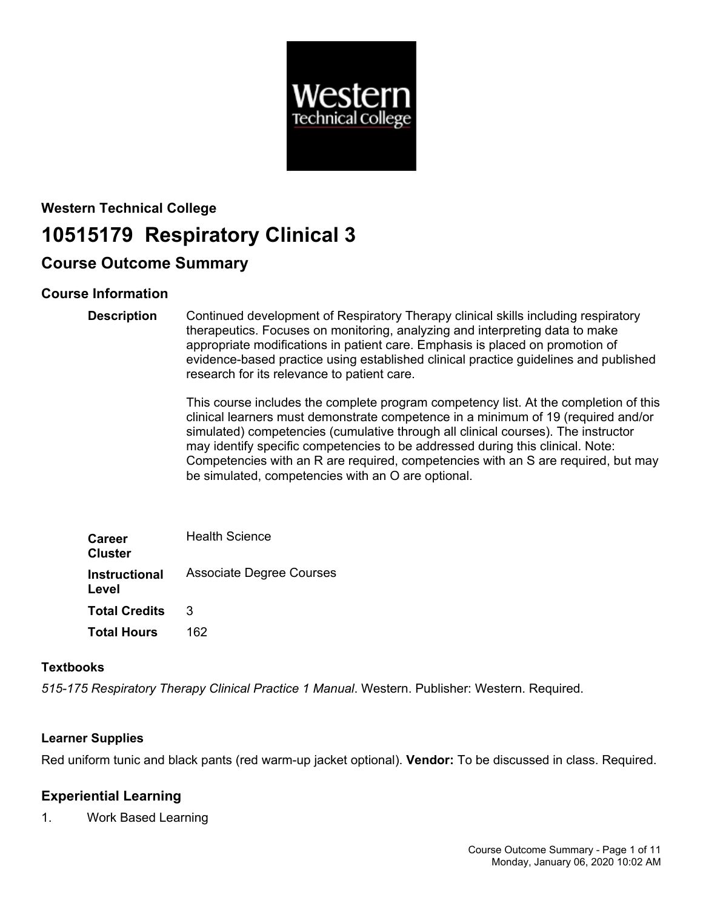**Western Technical College**

# 10515179 Respiratory Clinical 3

## Course Outcome Summary

### Course Information

| | |
|---|---|
| **Description** | Continued development of Respiratory Therapy clinical skills including respiratory therapeutics. Focuses on monitoring, analyzing and interpreting data to make appropriate modifications in patient care. Emphasis is placed on promotion of evidence-based practice using established clinical practice guidelines and published research for its relevance to patient care.<br><br>This course includes the complete program competency list. At the completion of this clinical learners must demonstrate competence in a minimum of 19 (required and/or simulated) competencies (cumulative through all clinical courses). The instructor may identify specific competencies to be addressed during this clinical. Note: Competencies with an R are required, competencies with an S are required, but may be simulated, competencies with an O are optional. |
| **Career Cluster** | Health Science |
| **Instructional Level** | Associate Degree Courses |
| **Total Credits** | 3 |
| **Total Hours** | 162 |

#### Textbooks

*515-175 Respiratory Therapy Clinical Practice 1 Manual*. Western. Publisher: Western. Required.

#### Learner Supplies

Red uniform tunic and black pants (red warm-up jacket optional). **Vendor:** To be discussed in class. Required.

### Experiential Learning

1. Work Based Learning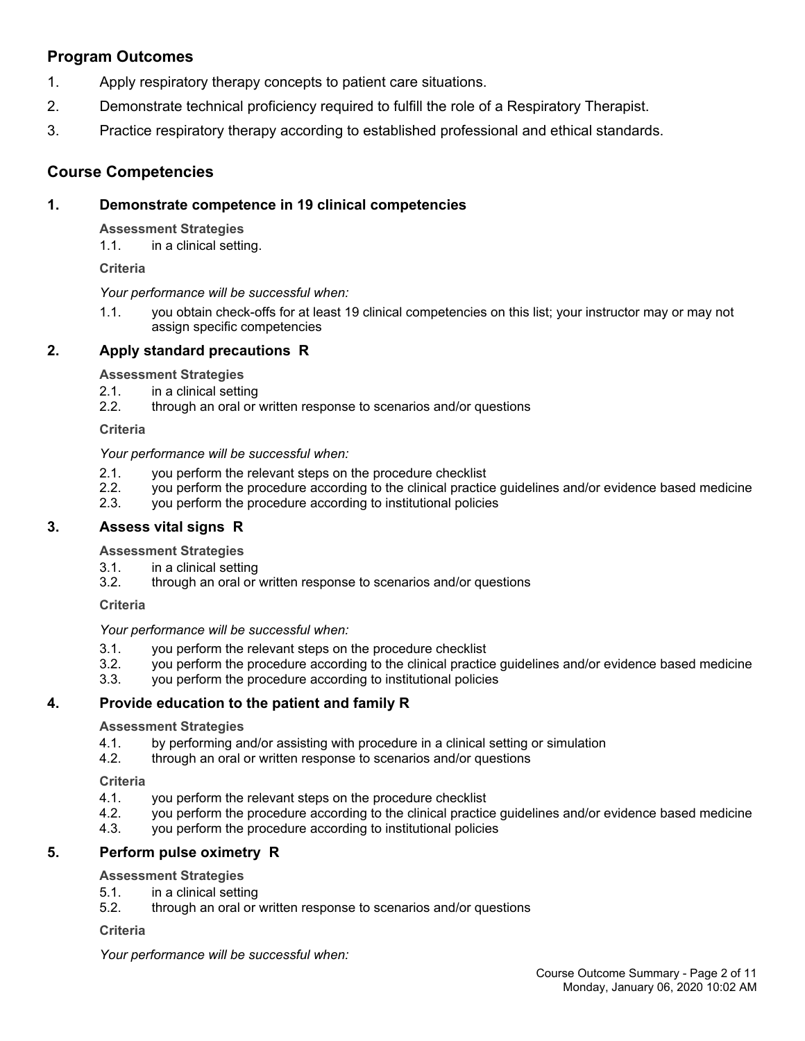## Program Outcomes

1. Apply respiratory therapy concepts to patient care situations.
2. Demonstrate technical proficiency required to fulfill the role of a Respiratory Therapist.
3. Practice respiratory therapy according to established professional and ethical standards.

## Course Competencies

### 1. Demonstrate competence in 19 clinical competencies

**Assessment Strategies**

1.1. in a clinical setting.

**Criteria**

*Your performance will be successful when:*

1.1. you obtain check-offs for at least 19 clinical competencies on this list; your instructor may or may not assign specific competencies

### 2. Apply standard precautions R

**Assessment Strategies**

2.1. in a clinical setting
2.2. through an oral or written response to scenarios and/or questions

**Criteria**

*Your performance will be successful when:*

2.1. you perform the relevant steps on the procedure checklist
2.2. you perform the procedure according to the clinical practice guidelines and/or evidence based medicine
2.3. you perform the procedure according to institutional policies

### 3. Assess vital signs R

**Assessment Strategies**

3.1. in a clinical setting
3.2. through an oral or written response to scenarios and/or questions

**Criteria**

*Your performance will be successful when:*

3.1. you perform the relevant steps on the procedure checklist
3.2. you perform the procedure according to the clinical practice guidelines and/or evidence based medicine
3.3. you perform the procedure according to institutional policies

### 4. Provide education to the patient and family R

**Assessment Strategies**

4.1. by performing and/or assisting with procedure in a clinical setting or simulation
4.2. through an oral or written response to scenarios and/or questions

**Criteria**

4.1. you perform the relevant steps on the procedure checklist
4.2. you perform the procedure according to the clinical practice guidelines and/or evidence based medicine
4.3. you perform the procedure according to institutional policies

### 5. Perform pulse oximetry R

**Assessment Strategies**

5.1. in a clinical setting
5.2. through an oral or written response to scenarios and/or questions

**Criteria**

*Your performance will be successful when:*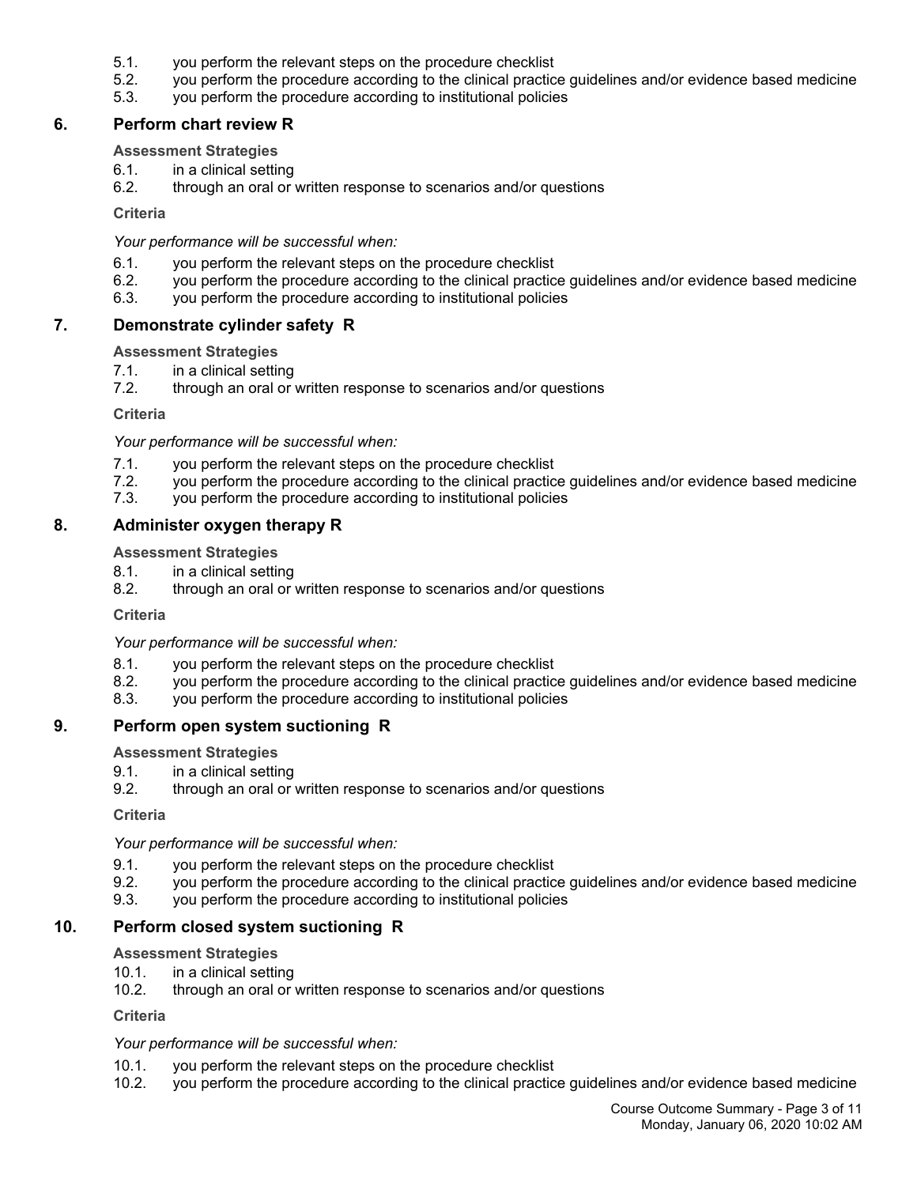5.1. you perform the relevant steps on the procedure checklist
5.2. you perform the procedure according to the clinical practice guidelines and/or evidence based medicine
5.3. you perform the procedure according to institutional policies

## 6. Perform chart review R

**Assessment Strategies**

6.1. in a clinical setting
6.2. through an oral or written response to scenarios and/or questions

**Criteria**

*Your performance will be successful when:*

6.1. you perform the relevant steps on the procedure checklist
6.2. you perform the procedure according to the clinical practice guidelines and/or evidence based medicine
6.3. you perform the procedure according to institutional policies

## 7. Demonstrate cylinder safety R

**Assessment Strategies**

7.1. in a clinical setting
7.2. through an oral or written response to scenarios and/or questions

**Criteria**

*Your performance will be successful when:*

7.1. you perform the relevant steps on the procedure checklist
7.2. you perform the procedure according to the clinical practice guidelines and/or evidence based medicine
7.3. you perform the procedure according to institutional policies

## 8. Administer oxygen therapy R

**Assessment Strategies**

8.1. in a clinical setting
8.2. through an oral or written response to scenarios and/or questions

**Criteria**

*Your performance will be successful when:*

8.1. you perform the relevant steps on the procedure checklist
8.2. you perform the procedure according to the clinical practice guidelines and/or evidence based medicine
8.3. you perform the procedure according to institutional policies

## 9. Perform open system suctioning R

**Assessment Strategies**

9.1. in a clinical setting
9.2. through an oral or written response to scenarios and/or questions

**Criteria**

*Your performance will be successful when:*

9.1. you perform the relevant steps on the procedure checklist
9.2. you perform the procedure according to the clinical practice guidelines and/or evidence based medicine
9.3. you perform the procedure according to institutional policies

## 10. Perform closed system suctioning R

**Assessment Strategies**

10.1. in a clinical setting
10.2. through an oral or written response to scenarios and/or questions

**Criteria**

*Your performance will be successful when:*

10.1. you perform the relevant steps on the procedure checklist
10.2. you perform the procedure according to the clinical practice guidelines and/or evidence based medicine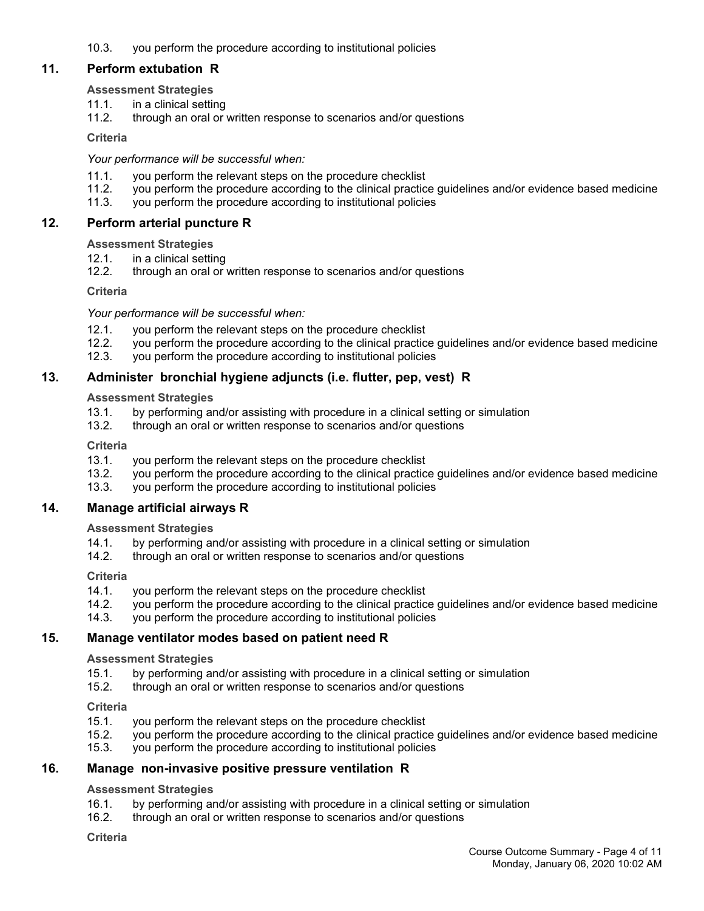10.3. you perform the procedure according to institutional policies

## 11. Perform extubation R

**Assessment Strategies**

11.1. in a clinical setting
11.2. through an oral or written response to scenarios and/or questions

**Criteria**

*Your performance will be successful when:*

11.1. you perform the relevant steps on the procedure checklist
11.2. you perform the procedure according to the clinical practice guidelines and/or evidence based medicine
11.3. you perform the procedure according to institutional policies

## 12. Perform arterial puncture R

**Assessment Strategies**

12.1. in a clinical setting
12.2. through an oral or written response to scenarios and/or questions

**Criteria**

*Your performance will be successful when:*

12.1. you perform the relevant steps on the procedure checklist
12.2. you perform the procedure according to the clinical practice guidelines and/or evidence based medicine
12.3. you perform the procedure according to institutional policies

## 13. Administer bronchial hygiene adjuncts (i.e. flutter, pep, vest) R

**Assessment Strategies**

13.1. by performing and/or assisting with procedure in a clinical setting or simulation
13.2. through an oral or written response to scenarios and/or questions

**Criteria**

13.1. you perform the relevant steps on the procedure checklist
13.2. you perform the procedure according to the clinical practice guidelines and/or evidence based medicine
13.3. you perform the procedure according to institutional policies

## 14. Manage artificial airways R

**Assessment Strategies**

14.1. by performing and/or assisting with procedure in a clinical setting or simulation
14.2. through an oral or written response to scenarios and/or questions

**Criteria**

14.1. you perform the relevant steps on the procedure checklist
14.2. you perform the procedure according to the clinical practice guidelines and/or evidence based medicine
14.3. you perform the procedure according to institutional policies

## 15. Manage ventilator modes based on patient need R

**Assessment Strategies**

15.1. by performing and/or assisting with procedure in a clinical setting or simulation
15.2. through an oral or written response to scenarios and/or questions

**Criteria**

15.1. you perform the relevant steps on the procedure checklist
15.2. you perform the procedure according to the clinical practice guidelines and/or evidence based medicine
15.3. you perform the procedure according to institutional policies

## 16. Manage non-invasive positive pressure ventilation R

**Assessment Strategies**

16.1. by performing and/or assisting with procedure in a clinical setting or simulation
16.2. through an oral or written response to scenarios and/or questions

**Criteria**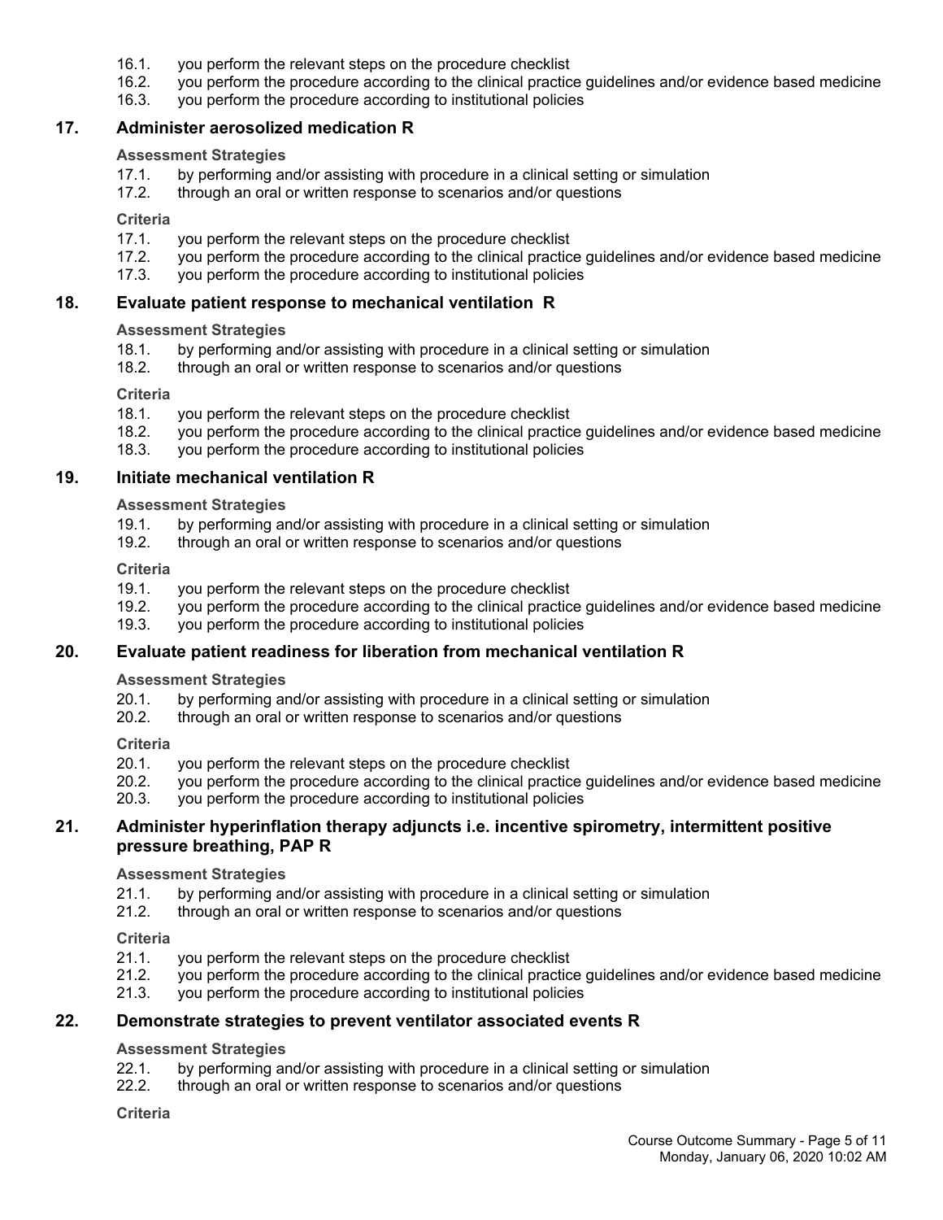16.1. you perform the relevant steps on the procedure checklist
16.2. you perform the procedure according to the clinical practice guidelines and/or evidence based medicine
16.3. you perform the procedure according to institutional policies

## 17. Administer aerosolized medication R

**Assessment Strategies**

17.1. by performing and/or assisting with procedure in a clinical setting or simulation
17.2. through an oral or written response to scenarios and/or questions

**Criteria**

17.1. you perform the relevant steps on the procedure checklist
17.2. you perform the procedure according to the clinical practice guidelines and/or evidence based medicine
17.3. you perform the procedure according to institutional policies

## 18. Evaluate patient response to mechanical ventilation R

**Assessment Strategies**

18.1. by performing and/or assisting with procedure in a clinical setting or simulation
18.2. through an oral or written response to scenarios and/or questions

**Criteria**

18.1. you perform the relevant steps on the procedure checklist
18.2. you perform the procedure according to the clinical practice guidelines and/or evidence based medicine
18.3. you perform the procedure according to institutional policies

## 19. Initiate mechanical ventilation R

**Assessment Strategies**

19.1. by performing and/or assisting with procedure in a clinical setting or simulation
19.2. through an oral or written response to scenarios and/or questions

**Criteria**

19.1. you perform the relevant steps on the procedure checklist
19.2. you perform the procedure according to the clinical practice guidelines and/or evidence based medicine
19.3. you perform the procedure according to institutional policies

## 20. Evaluate patient readiness for liberation from mechanical ventilation R

**Assessment Strategies**

20.1. by performing and/or assisting with procedure in a clinical setting or simulation
20.2. through an oral or written response to scenarios and/or questions

**Criteria**

20.1. you perform the relevant steps on the procedure checklist
20.2. you perform the procedure according to the clinical practice guidelines and/or evidence based medicine
20.3. you perform the procedure according to institutional policies

## 21. Administer hyperinflation therapy adjuncts i.e. incentive spirometry, intermittent positive pressure breathing, PAP R

**Assessment Strategies**

21.1. by performing and/or assisting with procedure in a clinical setting or simulation
21.2. through an oral or written response to scenarios and/or questions

**Criteria**

21.1. you perform the relevant steps on the procedure checklist
21.2. you perform the procedure according to the clinical practice guidelines and/or evidence based medicine
21.3. you perform the procedure according to institutional policies

## 22. Demonstrate strategies to prevent ventilator associated events R

**Assessment Strategies**

22.1. by performing and/or assisting with procedure in a clinical setting or simulation
22.2. through an oral or written response to scenarios and/or questions

**Criteria**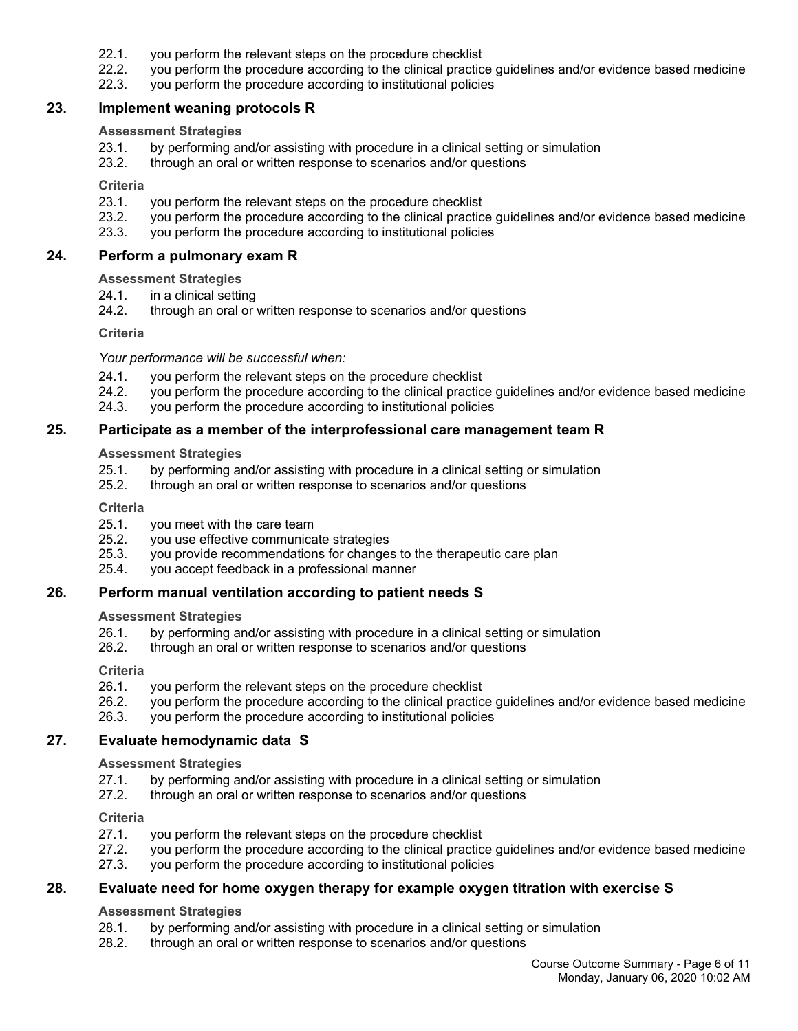22.1. you perform the relevant steps on the procedure checklist
22.2. you perform the procedure according to the clinical practice guidelines and/or evidence based medicine
22.3. you perform the procedure according to institutional policies

## 23. Implement weaning protocols R

**Assessment Strategies**

23.1. by performing and/or assisting with procedure in a clinical setting or simulation
23.2. through an oral or written response to scenarios and/or questions

**Criteria**

23.1. you perform the relevant steps on the procedure checklist
23.2. you perform the procedure according to the clinical practice guidelines and/or evidence based medicine
23.3. you perform the procedure according to institutional policies

## 24. Perform a pulmonary exam R

**Assessment Strategies**

24.1. in a clinical setting
24.2. through an oral or written response to scenarios and/or questions

**Criteria**

*Your performance will be successful when:*

24.1. you perform the relevant steps on the procedure checklist
24.2. you perform the procedure according to the clinical practice guidelines and/or evidence based medicine
24.3. you perform the procedure according to institutional policies

## 25. Participate as a member of the interprofessional care management team R

**Assessment Strategies**

25.1. by performing and/or assisting with procedure in a clinical setting or simulation
25.2. through an oral or written response to scenarios and/or questions

**Criteria**

25.1. you meet with the care team
25.2. you use effective communicate strategies
25.3. you provide recommendations for changes to the therapeutic care plan
25.4. you accept feedback in a professional manner

## 26. Perform manual ventilation according to patient needs S

**Assessment Strategies**

26.1. by performing and/or assisting with procedure in a clinical setting or simulation
26.2. through an oral or written response to scenarios and/or questions

**Criteria**

26.1. you perform the relevant steps on the procedure checklist
26.2. you perform the procedure according to the clinical practice guidelines and/or evidence based medicine
26.3. you perform the procedure according to institutional policies

## 27. Evaluate hemodynamic data S

**Assessment Strategies**

27.1. by performing and/or assisting with procedure in a clinical setting or simulation
27.2. through an oral or written response to scenarios and/or questions

**Criteria**

27.1. you perform the relevant steps on the procedure checklist
27.2. you perform the procedure according to the clinical practice guidelines and/or evidence based medicine
27.3. you perform the procedure according to institutional policies

## 28. Evaluate need for home oxygen therapy for example oxygen titration with exercise S

**Assessment Strategies**

28.1. by performing and/or assisting with procedure in a clinical setting or simulation
28.2. through an oral or written response to scenarios and/or questions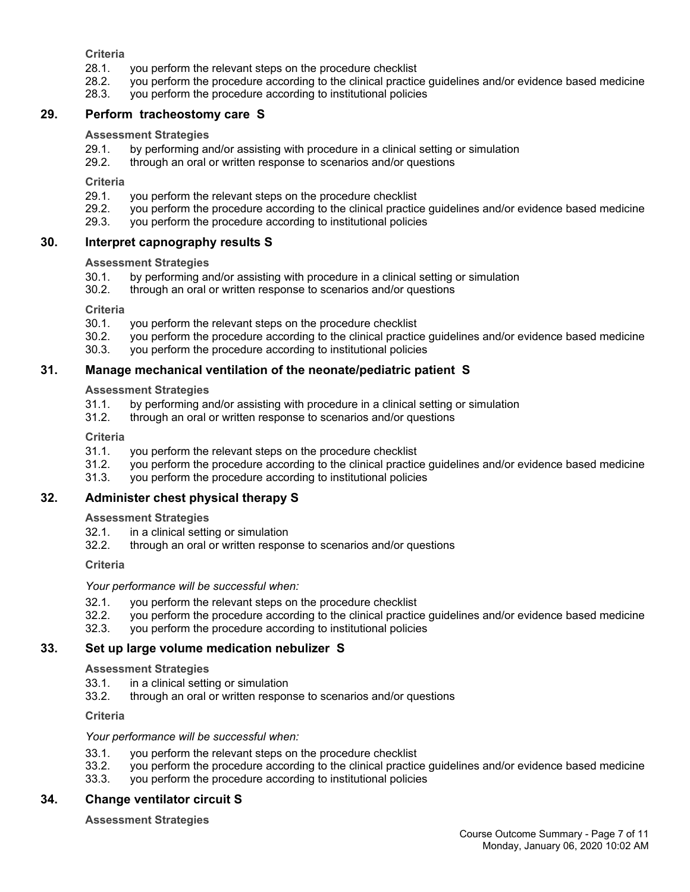**Criteria**

28.1. you perform the relevant steps on the procedure checklist
28.2. you perform the procedure according to the clinical practice guidelines and/or evidence based medicine
28.3. you perform the procedure according to institutional policies

## 29. Perform tracheostomy care S

**Assessment Strategies**

29.1. by performing and/or assisting with procedure in a clinical setting or simulation
29.2. through an oral or written response to scenarios and/or questions

**Criteria**

29.1. you perform the relevant steps on the procedure checklist
29.2. you perform the procedure according to the clinical practice guidelines and/or evidence based medicine
29.3. you perform the procedure according to institutional policies

## 30. Interpret capnography results S

**Assessment Strategies**

30.1. by performing and/or assisting with procedure in a clinical setting or simulation
30.2. through an oral or written response to scenarios and/or questions

**Criteria**

30.1. you perform the relevant steps on the procedure checklist
30.2. you perform the procedure according to the clinical practice guidelines and/or evidence based medicine
30.3. you perform the procedure according to institutional policies

## 31. Manage mechanical ventilation of the neonate/pediatric patient S

**Assessment Strategies**

31.1. by performing and/or assisting with procedure in a clinical setting or simulation
31.2. through an oral or written response to scenarios and/or questions

**Criteria**

31.1. you perform the relevant steps on the procedure checklist
31.2. you perform the procedure according to the clinical practice guidelines and/or evidence based medicine
31.3. you perform the procedure according to institutional policies

## 32. Administer chest physical therapy S

**Assessment Strategies**

32.1. in a clinical setting or simulation
32.2. through an oral or written response to scenarios and/or questions

**Criteria**

*Your performance will be successful when:*

32.1. you perform the relevant steps on the procedure checklist
32.2. you perform the procedure according to the clinical practice guidelines and/or evidence based medicine
32.3. you perform the procedure according to institutional policies

## 33. Set up large volume medication nebulizer S

**Assessment Strategies**

33.1. in a clinical setting or simulation
33.2. through an oral or written response to scenarios and/or questions

**Criteria**

*Your performance will be successful when:*

33.1. you perform the relevant steps on the procedure checklist
33.2. you perform the procedure according to the clinical practice guidelines and/or evidence based medicine
33.3. you perform the procedure according to institutional policies

## 34. Change ventilator circuit S

**Assessment Strategies**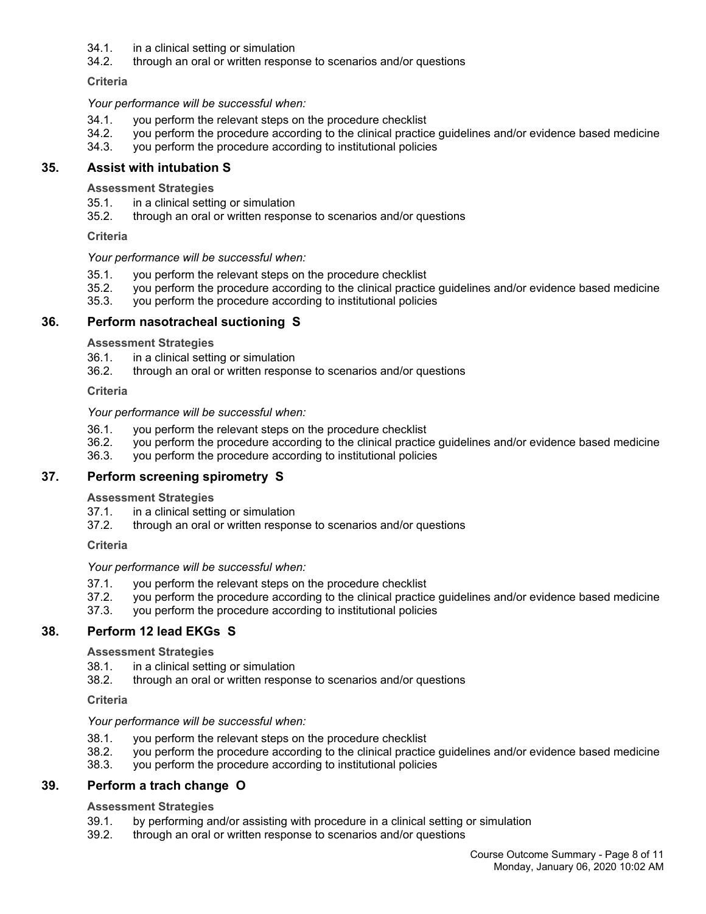34.1. in a clinical setting or simulation
34.2. through an oral or written response to scenarios and/or questions

**Criteria**

*Your performance will be successful when:*

34.1. you perform the relevant steps on the procedure checklist
34.2. you perform the procedure according to the clinical practice guidelines and/or evidence based medicine
34.3. you perform the procedure according to institutional policies

## 35. Assist with intubation S

**Assessment Strategies**

35.1. in a clinical setting or simulation
35.2. through an oral or written response to scenarios and/or questions

**Criteria**

*Your performance will be successful when:*

35.1. you perform the relevant steps on the procedure checklist
35.2. you perform the procedure according to the clinical practice guidelines and/or evidence based medicine
35.3. you perform the procedure according to institutional policies

## 36. Perform nasotracheal suctioning S

**Assessment Strategies**

36.1. in a clinical setting or simulation
36.2. through an oral or written response to scenarios and/or questions

**Criteria**

*Your performance will be successful when:*

36.1. you perform the relevant steps on the procedure checklist
36.2. you perform the procedure according to the clinical practice guidelines and/or evidence based medicine
36.3. you perform the procedure according to institutional policies

## 37. Perform screening spirometry S

**Assessment Strategies**

37.1. in a clinical setting or simulation
37.2. through an oral or written response to scenarios and/or questions

**Criteria**

*Your performance will be successful when:*

37.1. you perform the relevant steps on the procedure checklist
37.2. you perform the procedure according to the clinical practice guidelines and/or evidence based medicine
37.3. you perform the procedure according to institutional policies

## 38. Perform 12 lead EKGs S

**Assessment Strategies**

38.1. in a clinical setting or simulation
38.2. through an oral or written response to scenarios and/or questions

**Criteria**

*Your performance will be successful when:*

38.1. you perform the relevant steps on the procedure checklist
38.2. you perform the procedure according to the clinical practice guidelines and/or evidence based medicine
38.3. you perform the procedure according to institutional policies

## 39. Perform a trach change O

**Assessment Strategies**

39.1. by performing and/or assisting with procedure in a clinical setting or simulation
39.2. through an oral or written response to scenarios and/or questions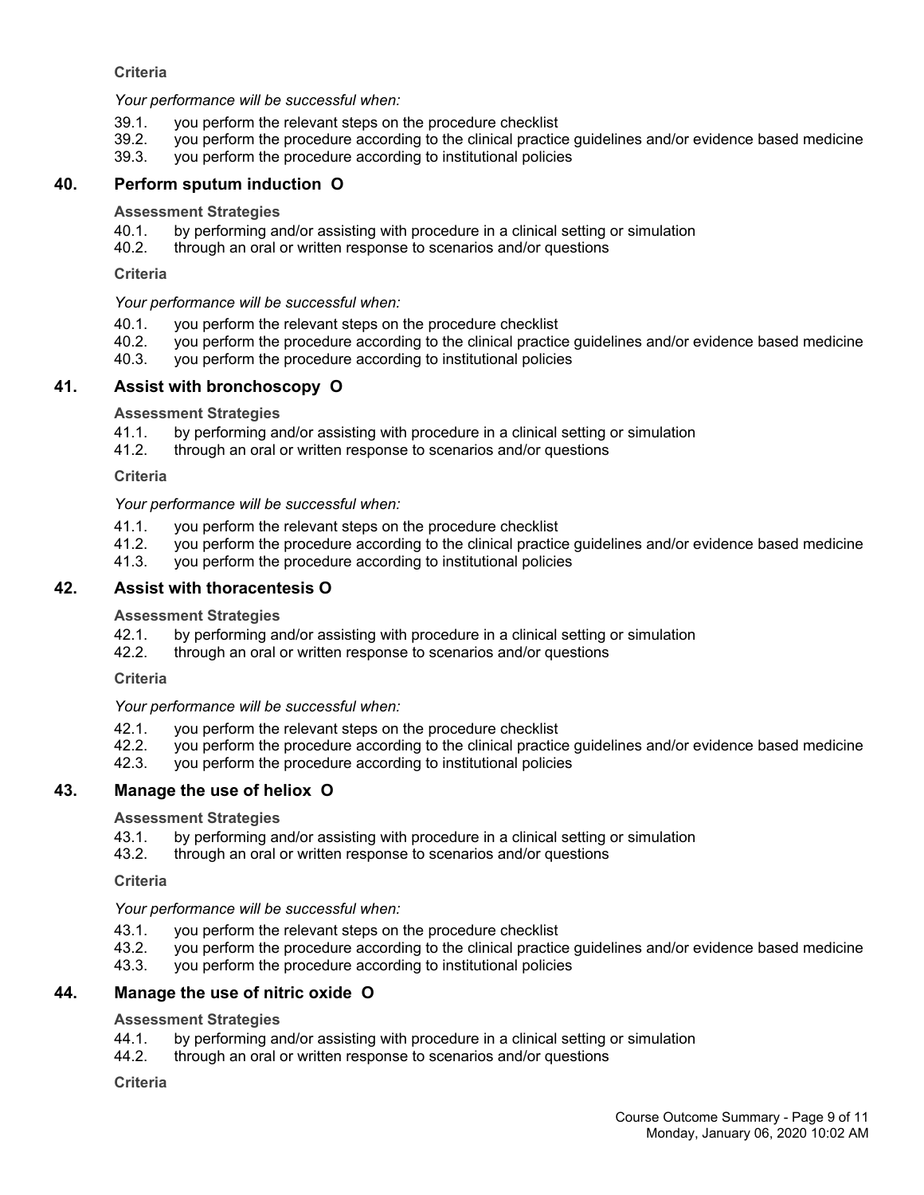**Criteria**

*Your performance will be successful when:*

39.1. you perform the relevant steps on the procedure checklist
39.2. you perform the procedure according to the clinical practice guidelines and/or evidence based medicine
39.3. you perform the procedure according to institutional policies

## 40. Perform sputum induction O

**Assessment Strategies**

40.1. by performing and/or assisting with procedure in a clinical setting or simulation
40.2. through an oral or written response to scenarios and/or questions

**Criteria**

*Your performance will be successful when:*

40.1. you perform the relevant steps on the procedure checklist
40.2. you perform the procedure according to the clinical practice guidelines and/or evidence based medicine
40.3. you perform the procedure according to institutional policies

## 41. Assist with bronchoscopy O

**Assessment Strategies**

41.1. by performing and/or assisting with procedure in a clinical setting or simulation
41.2. through an oral or written response to scenarios and/or questions

**Criteria**

*Your performance will be successful when:*

41.1. you perform the relevant steps on the procedure checklist
41.2. you perform the procedure according to the clinical practice guidelines and/or evidence based medicine
41.3. you perform the procedure according to institutional policies

## 42. Assist with thoracentesis O

**Assessment Strategies**

42.1. by performing and/or assisting with procedure in a clinical setting or simulation
42.2. through an oral or written response to scenarios and/or questions

**Criteria**

*Your performance will be successful when:*

42.1. you perform the relevant steps on the procedure checklist
42.2. you perform the procedure according to the clinical practice guidelines and/or evidence based medicine
42.3. you perform the procedure according to institutional policies

## 43. Manage the use of heliox O

**Assessment Strategies**

43.1. by performing and/or assisting with procedure in a clinical setting or simulation
43.2. through an oral or written response to scenarios and/or questions

**Criteria**

*Your performance will be successful when:*

43.1. you perform the relevant steps on the procedure checklist
43.2. you perform the procedure according to the clinical practice guidelines and/or evidence based medicine
43.3. you perform the procedure according to institutional policies

## 44. Manage the use of nitric oxide O

**Assessment Strategies**

44.1. by performing and/or assisting with procedure in a clinical setting or simulation
44.2. through an oral or written response to scenarios and/or questions

**Criteria**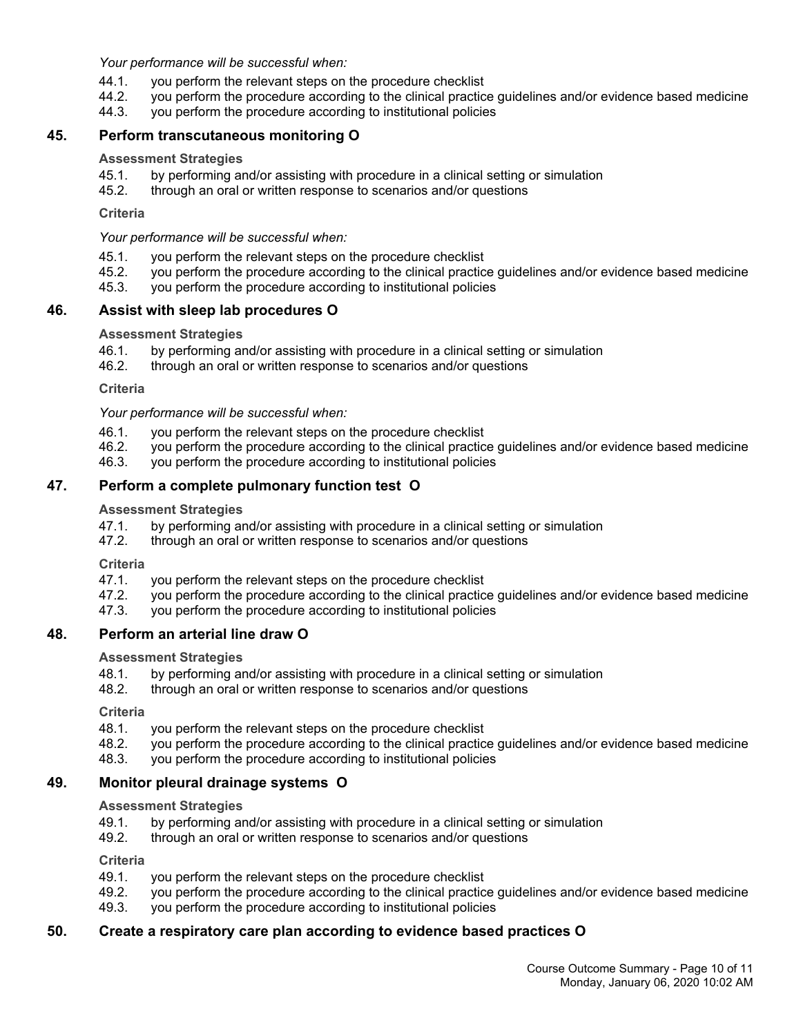*Your performance will be successful when:*

44.1. you perform the relevant steps on the procedure checklist
44.2. you perform the procedure according to the clinical practice guidelines and/or evidence based medicine
44.3. you perform the procedure according to institutional policies

## 45. Perform transcutaneous monitoring O

**Assessment Strategies**

45.1. by performing and/or assisting with procedure in a clinical setting or simulation
45.2. through an oral or written response to scenarios and/or questions

**Criteria**

*Your performance will be successful when:*

45.1. you perform the relevant steps on the procedure checklist
45.2. you perform the procedure according to the clinical practice guidelines and/or evidence based medicine
45.3. you perform the procedure according to institutional policies

## 46. Assist with sleep lab procedures O

**Assessment Strategies**

46.1. by performing and/or assisting with procedure in a clinical setting or simulation
46.2. through an oral or written response to scenarios and/or questions

**Criteria**

*Your performance will be successful when:*

46.1. you perform the relevant steps on the procedure checklist
46.2. you perform the procedure according to the clinical practice guidelines and/or evidence based medicine
46.3. you perform the procedure according to institutional policies

## 47. Perform a complete pulmonary function test O

**Assessment Strategies**

47.1. by performing and/or assisting with procedure in a clinical setting or simulation
47.2. through an oral or written response to scenarios and/or questions

**Criteria**

47.1. you perform the relevant steps on the procedure checklist
47.2. you perform the procedure according to the clinical practice guidelines and/or evidence based medicine
47.3. you perform the procedure according to institutional policies

## 48. Perform an arterial line draw O

**Assessment Strategies**

48.1. by performing and/or assisting with procedure in a clinical setting or simulation
48.2. through an oral or written response to scenarios and/or questions

**Criteria**

48.1. you perform the relevant steps on the procedure checklist
48.2. you perform the procedure according to the clinical practice guidelines and/or evidence based medicine
48.3. you perform the procedure according to institutional policies

## 49. Monitor pleural drainage systems O

**Assessment Strategies**

49.1. by performing and/or assisting with procedure in a clinical setting or simulation
49.2. through an oral or written response to scenarios and/or questions

**Criteria**

49.1. you perform the relevant steps on the procedure checklist
49.2. you perform the procedure according to the clinical practice guidelines and/or evidence based medicine
49.3. you perform the procedure according to institutional policies

## 50. Create a respiratory care plan according to evidence based practices O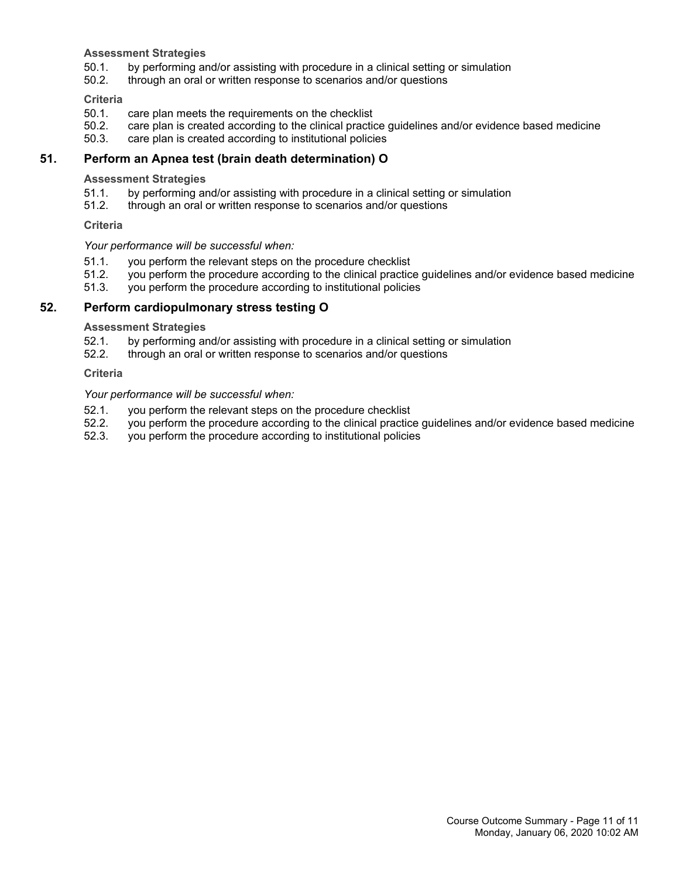**Assessment Strategies**

50.1. by performing and/or assisting with procedure in a clinical setting or simulation
50.2. through an oral or written response to scenarios and/or questions

**Criteria**

50.1. care plan meets the requirements on the checklist
50.2. care plan is created according to the clinical practice guidelines and/or evidence based medicine
50.3. care plan is created according to institutional policies

## 51. Perform an Apnea test (brain death determination) O

**Assessment Strategies**

51.1. by performing and/or assisting with procedure in a clinical setting or simulation
51.2. through an oral or written response to scenarios and/or questions

**Criteria**

*Your performance will be successful when:*

51.1. you perform the relevant steps on the procedure checklist
51.2. you perform the procedure according to the clinical practice guidelines and/or evidence based medicine
51.3. you perform the procedure according to institutional policies

## 52. Perform cardiopulmonary stress testing O

**Assessment Strategies**

52.1. by performing and/or assisting with procedure in a clinical setting or simulation
52.2. through an oral or written response to scenarios and/or questions

**Criteria**

*Your performance will be successful when:*

52.1. you perform the relevant steps on the procedure checklist
52.2. you perform the procedure according to the clinical practice guidelines and/or evidence based medicine
52.3. you perform the procedure according to institutional policies